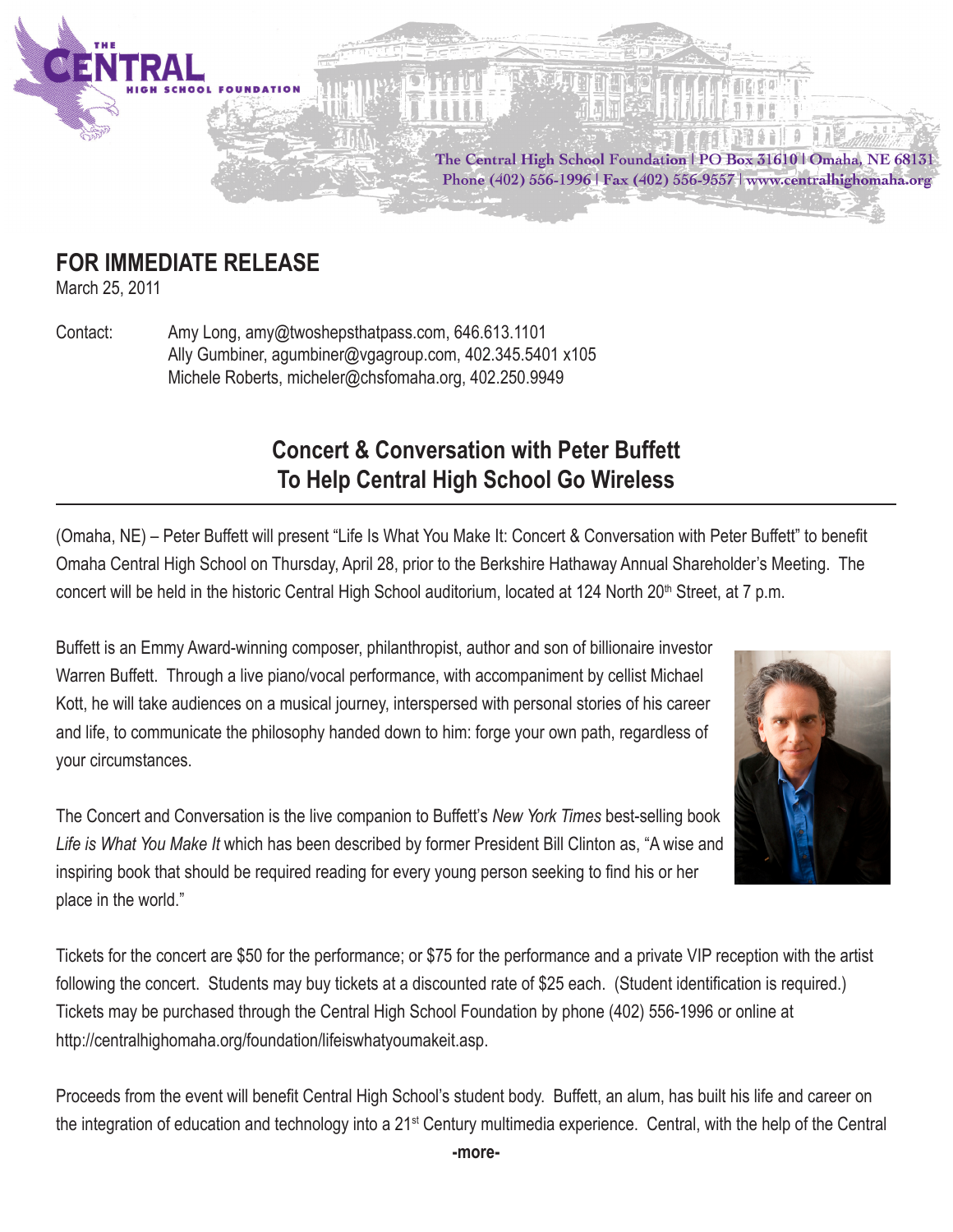The Central High School Foundation | PO Box 31610 | Omaha, NE 68131
Phone (402) 556-1996 | Fax (402) 556-9557 | www.centralhighomaha.org

## FOR IMMEDIATE RELEASE

March 25, 2011

Contact: Amy Long, amy@twoshepsthatpass.com, 646.613.1101
Ally Gumbiner, agumbiner@vgagroup.com, 402.345.5401 x105
Michele Roberts, micheler@chsfomaha.org, 402.250.9949

# Concert & Conversation with Peter Buffett To Help Central High School Go Wireless

(Omaha, NE) – Peter Buffett will present "Life Is What You Make It: Concert & Conversation with Peter Buffett" to benefit Omaha Central High School on Thursday, April 28, prior to the Berkshire Hathaway Annual Shareholder's Meeting. The concert will be held in the historic Central High School auditorium, located at 124 North 20th Street, at 7 p.m.

Buffett is an Emmy Award-winning composer, philanthropist, author and son of billionaire investor Warren Buffett. Through a live piano/vocal performance, with accompaniment by cellist Michael Kott, he will take audiences on a musical journey, interspersed with personal stories of his career and life, to communicate the philosophy handed down to him: forge your own path, regardless of your circumstances.

The Concert and Conversation is the live companion to Buffett's *New York Times* best-selling book *Life is What You Make It* which has been described by former President Bill Clinton as, "A wise and inspiring book that should be required reading for every young person seeking to find his or her place in the world."

Tickets for the concert are $50 for the performance; or $75 for the performance and a private VIP reception with the artist following the concert. Students may buy tickets at a discounted rate of $25 each. (Student identification is required.) Tickets may be purchased through the Central High School Foundation by phone (402) 556-1996 or online at http://centralhighomaha.org/foundation/lifeiswhatyoumakeit.asp.

Proceeds from the event will benefit Central High School's student body. Buffett, an alum, has built his life and career on the integration of education and technology into a 21st Century multimedia experience. Central, with the help of the Central

**-more-**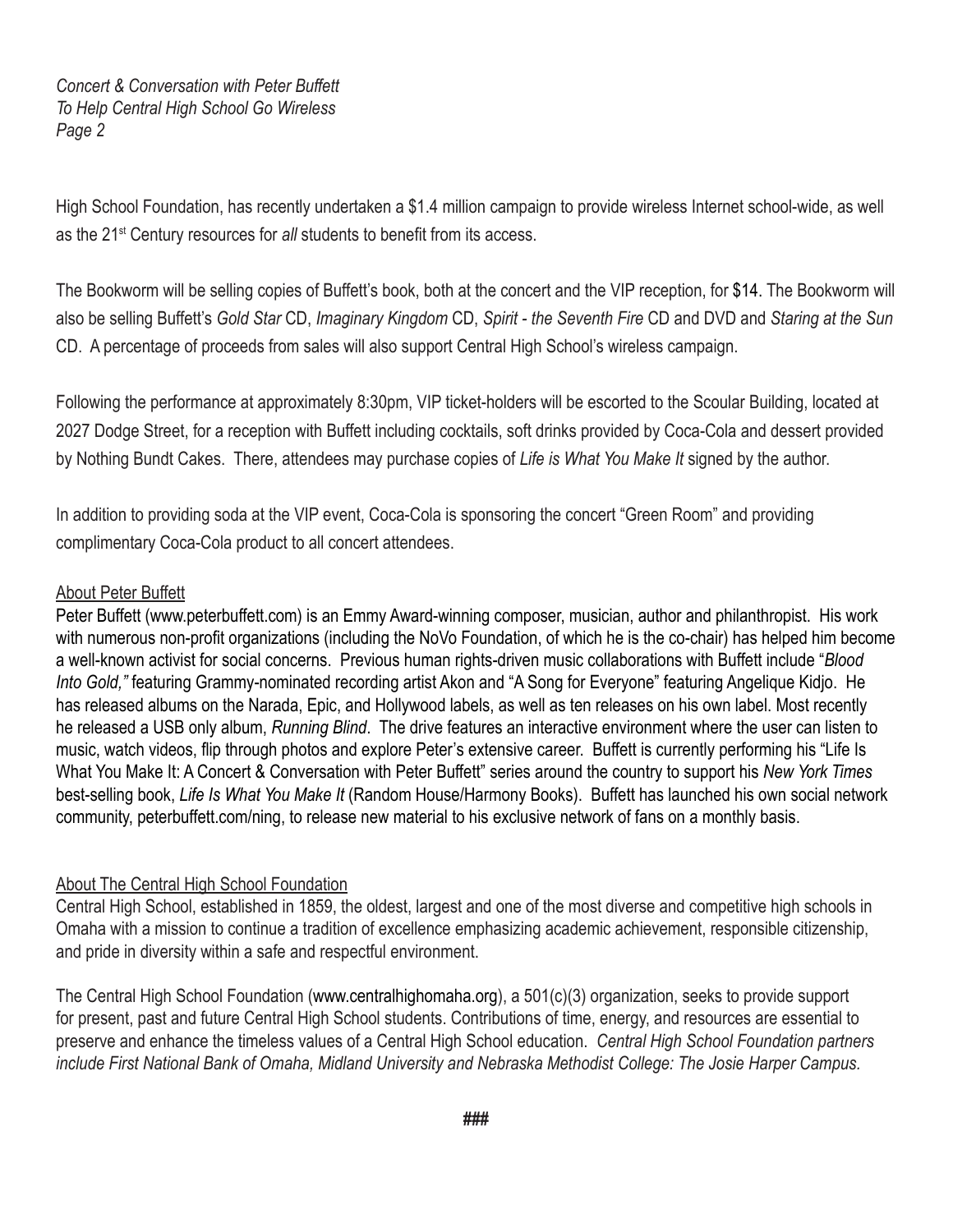High School Foundation, has recently undertaken a $1.4 million campaign to provide wireless Internet school-wide, as well as the 21st Century resources for *all* students to benefit from its access.

The Bookworm will be selling copies of Buffett's book, both at the concert and the VIP reception, for $14. The Bookworm will also be selling Buffett's *Gold Star* CD, *Imaginary Kingdom* CD, *Spirit - the Seventh Fire* CD and DVD and *Staring at the Sun* CD. A percentage of proceeds from sales will also support Central High School's wireless campaign.

Following the performance at approximately 8:30pm, VIP ticket-holders will be escorted to the Scoular Building, located at 2027 Dodge Street, for a reception with Buffett including cocktails, soft drinks provided by Coca-Cola and dessert provided by Nothing Bundt Cakes. There, attendees may purchase copies of *Life is What You Make It* signed by the author.

In addition to providing soda at the VIP event, Coca-Cola is sponsoring the concert "Green Room" and providing complimentary Coca-Cola product to all concert attendees.

## About Peter Buffett

Peter Buffett (www.peterbuffett.com) is an Emmy Award-winning composer, musician, author and philanthropist. His work with numerous non-profit organizations (including the NoVo Foundation, of which he is the co-chair) has helped him become a well-known activist for social concerns. Previous human rights-driven music collaborations with Buffett include "*Blood Into Gold,"* featuring Grammy-nominated recording artist Akon and "A Song for Everyone" featuring Angelique Kidjo. He has released albums on the Narada, Epic, and Hollywood labels, as well as ten releases on his own label. Most recently he released a USB only album, *Running Blind*. The drive features an interactive environment where the user can listen to music, watch videos, flip through photos and explore Peter's extensive career. Buffett is currently performing his "Life Is What You Make It: A Concert & Conversation with Peter Buffett" series around the country to support his *New York Times* best-selling book, *Life Is What You Make It* (Random House/Harmony Books). Buffett has launched his own social network community, peterbuffett.com/ning, to release new material to his exclusive network of fans on a monthly basis.

## About The Central High School Foundation

Central High School, established in 1859, the oldest, largest and one of the most diverse and competitive high schools in Omaha with a mission to continue a tradition of excellence emphasizing academic achievement, responsible citizenship, and pride in diversity within a safe and respectful environment.

The Central High School Foundation (www.centralhighomaha.org), a 501(c)(3) organization, seeks to provide support for present, past and future Central High School students. Contributions of time, energy, and resources are essential to preserve and enhance the timeless values of a Central High School education. *Central High School Foundation partners include First National Bank of Omaha, Midland University and Nebraska Methodist College: The Josie Harper Campus.*

###